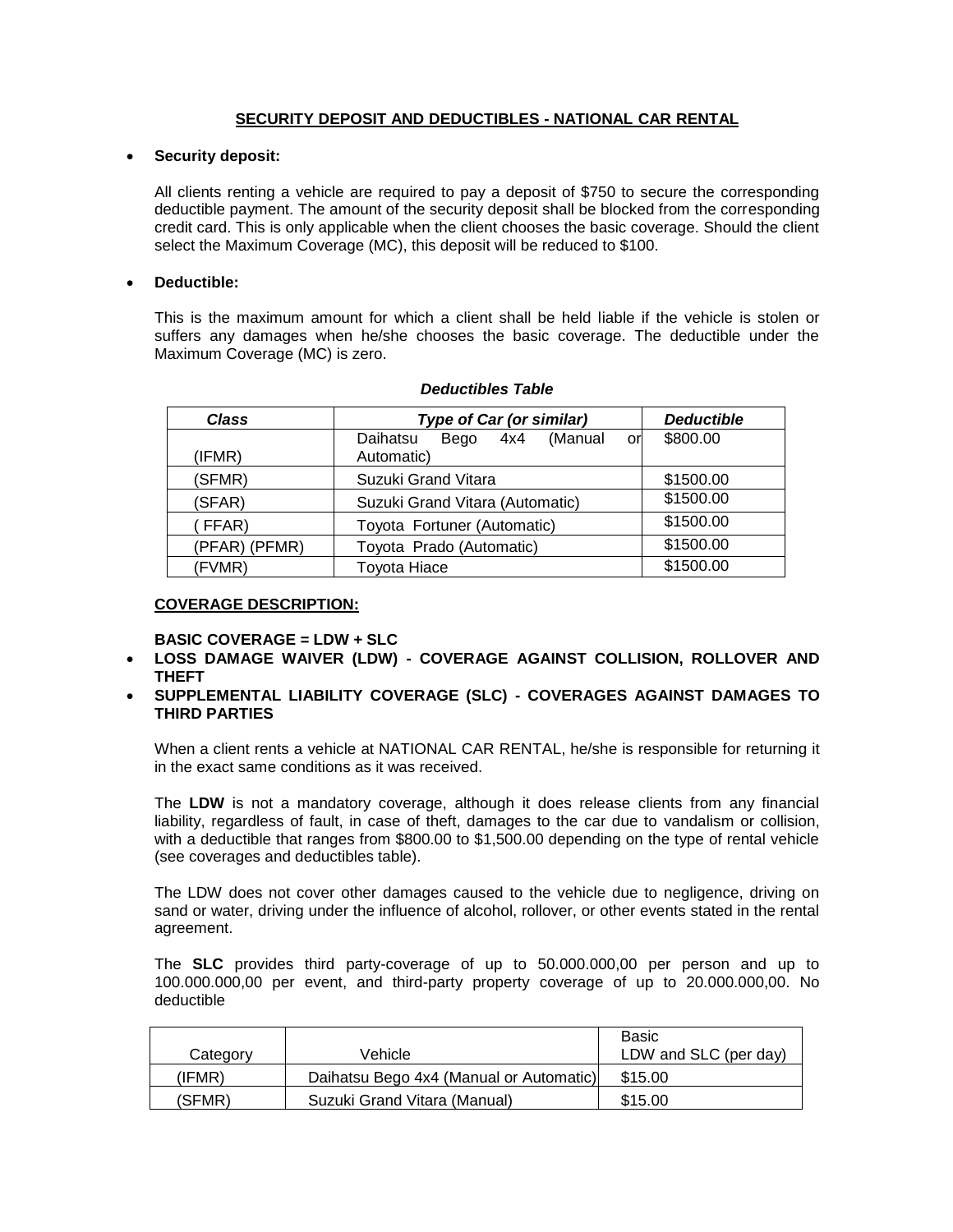## SECURITY DEPOSIT AND DEDUCTIBLES - NATIONAL CAR RENTAL

- **Security deposit:**

  All clients renting a vehicle are required to pay a deposit of $750 to secure the corresponding deductible payment. The amount of the security deposit shall be blocked from the corresponding credit card. This is only applicable when the client chooses the basic coverage. Should the client select the Maximum Coverage (MC), this deposit will be reduced to $100.

- **Deductible:**

  This is the maximum amount for which a client shall be held liable if the vehicle is stolen or suffers any damages when he/she chooses the basic coverage. The deductible under the Maximum Coverage (MC) is zero.

***Deductibles Table***

| *Class* | *Type of Car (or similar)* | *Deductible* |
|---|---|---|
| (IFMR) | Daihatsu Bego 4x4 (Manual or Automatic) | $800.00 |
| (SFMR) | Suzuki Grand Vitara | $1500.00 |
| (SFAR) | Suzuki Grand Vitara (Automatic) | $1500.00 |
| ( FFAR) | Toyota Fortuner (Automatic) | $1500.00 |
| (PFAR) (PFMR) | Toyota Prado (Automatic) | $1500.00 |
| (FVMR) | Toyota Hiace | $1500.00 |

### COVERAGE DESCRIPTION:

**BASIC COVERAGE = LDW + SLC**

- **LOSS DAMAGE WAIVER (LDW) - COVERAGE AGAINST COLLISION, ROLLOVER AND THEFT**
- **SUPPLEMENTAL LIABILITY COVERAGE (SLC) - COVERAGES AGAINST DAMAGES TO THIRD PARTIES**

When a client rents a vehicle at NATIONAL CAR RENTAL, he/she is responsible for returning it in the exact same conditions as it was received.

The **LDW** is not a mandatory coverage, although it does release clients from any financial liability, regardless of fault, in case of theft, damages to the car due to vandalism or collision, with a deductible that ranges from $800.00 to $1,500.00 depending on the type of rental vehicle (see coverages and deductibles table).

The LDW does not cover other damages caused to the vehicle due to negligence, driving on sand or water, driving under the influence of alcohol, rollover, or other events stated in the rental agreement.

The **SLC** provides third party-coverage of up to 50.000.000,00 per person and up to 100.000.000,00 per event, and third-party property coverage of up to 20.000.000,00. No deductible

| Category | Vehicle | Basic LDW and SLC (per day) |
|---|---|---|
| (IFMR) | Daihatsu Bego 4x4 (Manual or Automatic) | $15.00 |
| (SFMR) | Suzuki Grand Vitara (Manual) | $15.00 |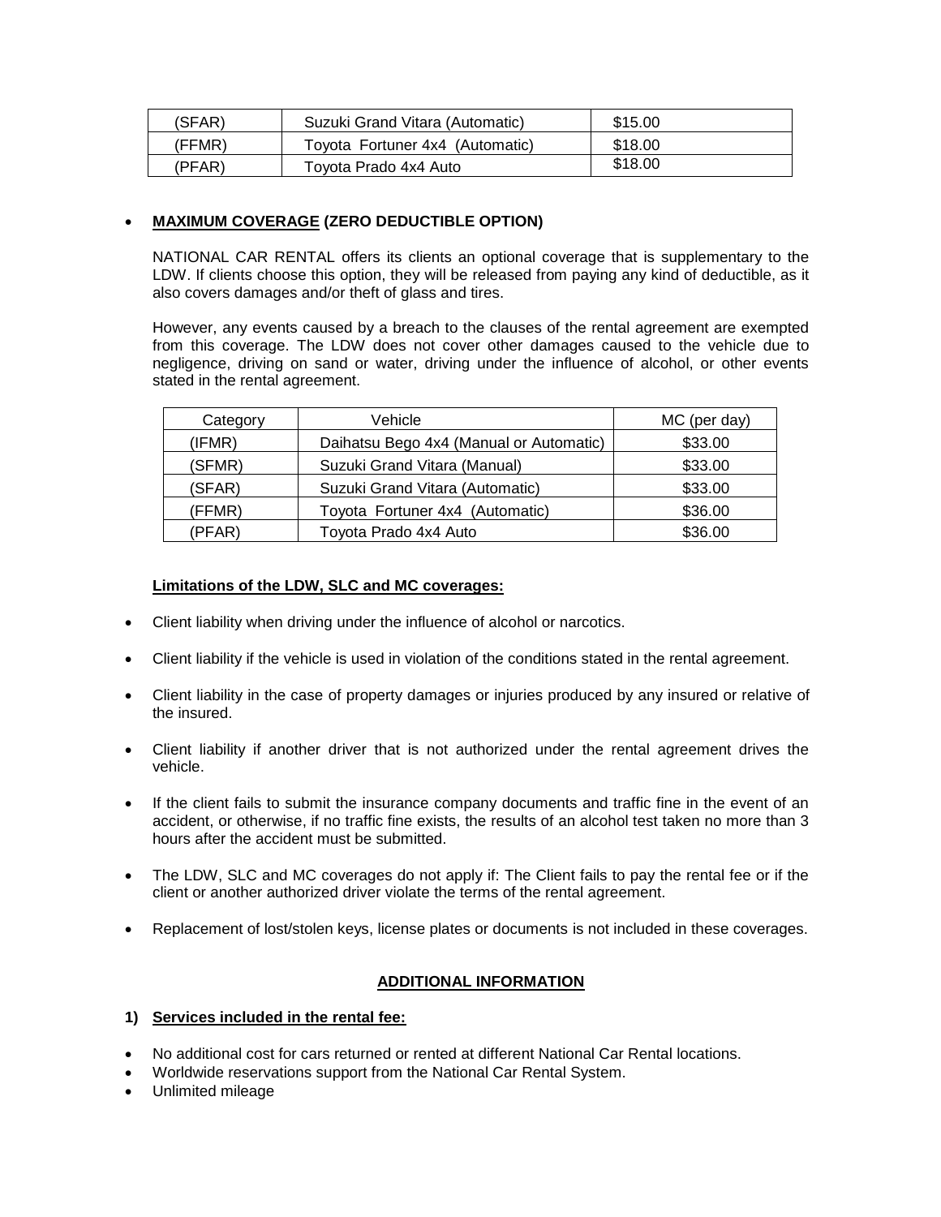| (SFAR) | Suzuki Grand Vitara (Automatic) | $15.00 |
|---|---|---|
| (FFMR) | Toyota Fortuner 4x4 (Automatic) | $18.00 |
| (PFAR) | Toyota Prado 4x4 Auto | $18.00 |

- **MAXIMUM COVERAGE (ZERO DEDUCTIBLE OPTION)**

  NATIONAL CAR RENTAL offers its clients an optional coverage that is supplementary to the LDW. If clients choose this option, they will be released from paying any kind of deductible, as it also covers damages and/or theft of glass and tires.

  However, any events caused by a breach to the clauses of the rental agreement are exempted from this coverage. The LDW does not cover other damages caused to the vehicle due to negligence, driving on sand or water, driving under the influence of alcohol, or other events stated in the rental agreement.

| Category | Vehicle | MC (per day) |
|---|---|---|
| (IFMR) | Daihatsu Bego 4x4 (Manual or Automatic) | $33.00 |
| (SFMR) | Suzuki Grand Vitara (Manual) | $33.00 |
| (SFAR) | Suzuki Grand Vitara (Automatic) | $33.00 |
| (FFMR) | Toyota Fortuner 4x4 (Automatic) | $36.00 |
| (PFAR) | Toyota Prado 4x4 Auto | $36.00 |

**Limitations of the LDW, SLC and MC coverages:**

- Client liability when driving under the influence of alcohol or narcotics.
- Client liability if the vehicle is used in violation of the conditions stated in the rental agreement.
- Client liability in the case of property damages or injuries produced by any insured or relative of the insured.
- Client liability if another driver that is not authorized under the rental agreement drives the vehicle.
- If the client fails to submit the insurance company documents and traffic fine in the event of an accident, or otherwise, if no traffic fine exists, the results of an alcohol test taken no more than 3 hours after the accident must be submitted.
- The LDW, SLC and MC coverages do not apply if: The Client fails to pay the rental fee or if the client or another authorized driver violate the terms of the rental agreement.
- Replacement of lost/stolen keys, license plates or documents is not included in these coverages.

## ADDITIONAL INFORMATION

**1) Services included in the rental fee:**

- No additional cost for cars returned or rented at different National Car Rental locations.
- Worldwide reservations support from the National Car Rental System.
- Unlimited mileage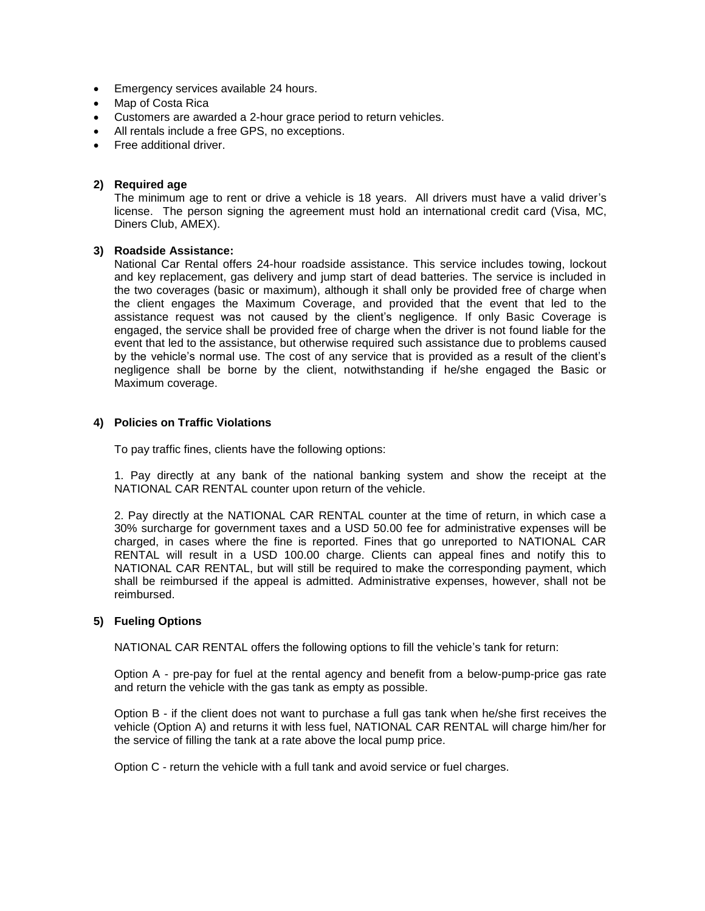- Emergency services available 24 hours.
- Map of Costa Rica
- Customers are awarded a 2-hour grace period to return vehicles.
- All rentals include a free GPS, no exceptions.
- Free additional driver.

### 2) Required age

The minimum age to rent or drive a vehicle is 18 years. All drivers must have a valid driver's license. The person signing the agreement must hold an international credit card (Visa, MC, Diners Club, AMEX).

### 3) Roadside Assistance:

National Car Rental offers 24-hour roadside assistance. This service includes towing, lockout and key replacement, gas delivery and jump start of dead batteries. The service is included in the two coverages (basic or maximum), although it shall only be provided free of charge when the client engages the Maximum Coverage, and provided that the event that led to the assistance request was not caused by the client's negligence. If only Basic Coverage is engaged, the service shall be provided free of charge when the driver is not found liable for the event that led to the assistance, but otherwise required such assistance due to problems caused by the vehicle's normal use. The cost of any service that is provided as a result of the client's negligence shall be borne by the client, notwithstanding if he/she engaged the Basic or Maximum coverage.

### 4) Policies on Traffic Violations

To pay traffic fines, clients have the following options:

1. Pay directly at any bank of the national banking system and show the receipt at the NATIONAL CAR RENTAL counter upon return of the vehicle.

2. Pay directly at the NATIONAL CAR RENTAL counter at the time of return, in which case a 30% surcharge for government taxes and a USD 50.00 fee for administrative expenses will be charged, in cases where the fine is reported. Fines that go unreported to NATIONAL CAR RENTAL will result in a USD 100.00 charge. Clients can appeal fines and notify this to NATIONAL CAR RENTAL, but will still be required to make the corresponding payment, which shall be reimbursed if the appeal is admitted. Administrative expenses, however, shall not be reimbursed.

### 5) Fueling Options

NATIONAL CAR RENTAL offers the following options to fill the vehicle's tank for return:

Option A - pre-pay for fuel at the rental agency and benefit from a below-pump-price gas rate and return the vehicle with the gas tank as empty as possible.

Option B - if the client does not want to purchase a full gas tank when he/she first receives the vehicle (Option A) and returns it with less fuel, NATIONAL CAR RENTAL will charge him/her for the service of filling the tank at a rate above the local pump price.

Option C - return the vehicle with a full tank and avoid service or fuel charges.